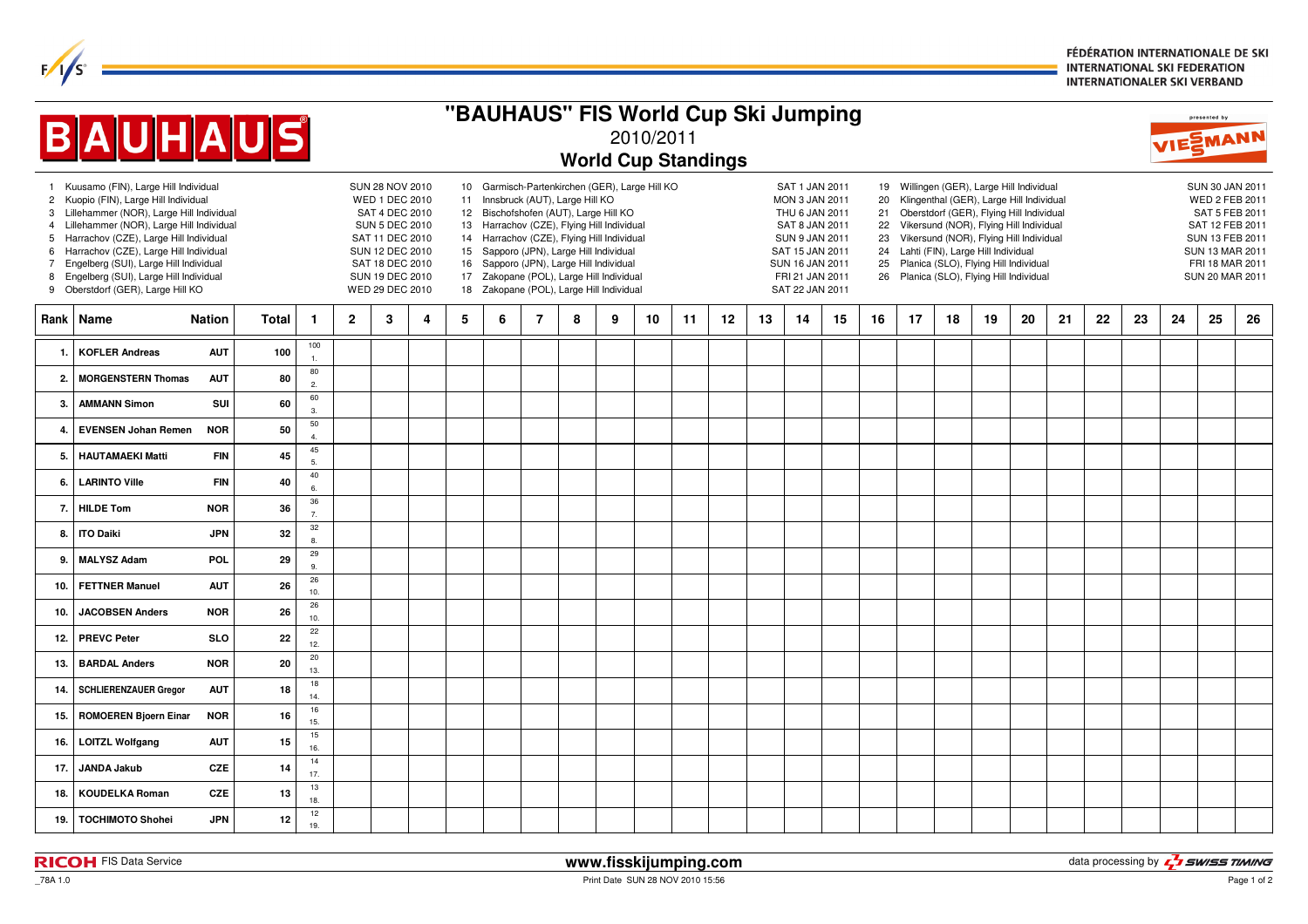FÉDÉRATION INTERNATIONALE DE SKI
INTERNATIONAL SKI FEDERATION
INTERNATIONALER SKI VERBAND

# "BAUHAUS" FIS World Cup Ski Jumping

## 2010/2011

## World Cup Standings

1 Kuusamo (FIN), Large Hill Individual — SUN 28 NOV 2010
2 Kuopio (FIN), Large Hill Individual — WED 1 DEC 2010
3 Lillehammer (NOR), Large Hill Individual — SAT 4 DEC 2010
4 Lillehammer (NOR), Large Hill Individual — SUN 5 DEC 2010
5 Harrachov (CZE), Large Hill Individual — SAT 11 DEC 2010
6 Harrachov (CZE), Large Hill Individual — SUN 12 DEC 2010
7 Engelberg (SUI), Large Hill Individual — SAT 18 DEC 2010
8 Engelberg (SUI), Large Hill Individual — SUN 19 DEC 2010
9 Oberstdorf (GER), Large Hill KO — WED 29 DEC 2010
10 Garmisch-Partenkirchen (GER), Large Hill KO — SAT 1 JAN 2011
11 Innsbruck (AUT), Large Hill KO — MON 3 JAN 2011
12 Bischofshofen (AUT), Large Hill KO — THU 6 JAN 2011
13 Harrachov (CZE), Flying Hill Individual — SAT 8 JAN 2011
14 Harrachov (CZE), Flying Hill Individual — SUN 9 JAN 2011
15 Sapporo (JPN), Large Hill Individual — SAT 15 JAN 2011
16 Sapporo (JPN), Large Hill Individual — SUN 16 JAN 2011
17 Zakopane (POL), Large Hill Individual — FRI 21 JAN 2011
18 Zakopane (POL), Large Hill Individual — SAT 22 JAN 2011
19 Willingen (GER), Large Hill Individual — SUN 30 JAN 2011
20 Klingenthal (GER), Large Hill Individual — WED 2 FEB 2011
21 Oberstdorf (GER), Flying Hill Individual — SAT 5 FEB 2011
22 Vikersund (NOR), Flying Hill Individual — SAT 12 FEB 2011
23 Vikersund (NOR), Flying Hill Individual — SUN 13 FEB 2011
24 Lahti (FIN), Large Hill Individual — SUN 13 MAR 2011
25 Planica (SLO), Flying Hill Individual — FRI 18 MAR 2011
26 Planica (SLO), Flying Hill Individual — SUN 20 MAR 2011

| Rank | Name | Nation | Total | 1 | 2 | 3 | 4 | 5 | 6 | 7 | 8 | 9 | 10 | 11 | 12 | 13 | 14 | 15 | 16 | 17 | 18 | 19 | 20 | 21 | 22 | 23 | 24 | 25 | 26 |
|---|---|---|---|---|---|---|---|---|---|---|---|---|---|---|---|---|---|---|---|---|---|---|---|---|---|---|---|---|---|
| 1. | KOFLER Andreas | AUT | 100 | 100 1. | | | | | | | | | | | | | | | | | | | | | | | | | |
| 2. | MORGENSTERN Thomas | AUT | 80 | 80 2. | | | | | | | | | | | | | | | | | | | | | | | | | |
| 3. | AMMANN Simon | SUI | 60 | 60 3. | | | | | | | | | | | | | | | | | | | | | | | | | |
| 4. | EVENSEN Johan Remen | NOR | 50 | 50 4. | | | | | | | | | | | | | | | | | | | | | | | | | |
| 5. | HAUTAMAEKI Matti | FIN | 45 | 45 5. | | | | | | | | | | | | | | | | | | | | | | | | | |
| 6. | LARINTO Ville | FIN | 40 | 40 6. | | | | | | | | | | | | | | | | | | | | | | | | | |
| 7. | HILDE Tom | NOR | 36 | 36 7. | | | | | | | | | | | | | | | | | | | | | | | | | |
| 8. | ITO Daiki | JPN | 32 | 32 8. | | | | | | | | | | | | | | | | | | | | | | | | | |
| 9. | MALYSZ Adam | POL | 29 | 29 9. | | | | | | | | | | | | | | | | | | | | | | | | | |
| 10. | FETTNER Manuel | AUT | 26 | 26 10. | | | | | | | | | | | | | | | | | | | | | | | | | |
| 10. | JACOBSEN Anders | NOR | 26 | 26 10. | | | | | | | | | | | | | | | | | | | | | | | | | |
| 12. | PREVC Peter | SLO | 22 | 22 12. | | | | | | | | | | | | | | | | | | | | | | | | | |
| 13. | BARDAL Anders | NOR | 20 | 20 13. | | | | | | | | | | | | | | | | | | | | | | | | | |
| 14. | SCHLIERENZAUER Gregor | AUT | 18 | 18 14. | | | | | | | | | | | | | | | | | | | | | | | | | |
| 15. | ROMOEREN Bjoern Einar | NOR | 16 | 16 15. | | | | | | | | | | | | | | | | | | | | | | | | | |
| 16. | LOITZL Wolfgang | AUT | 15 | 15 16. | | | | | | | | | | | | | | | | | | | | | | | | | |
| 17. | JANDA Jakub | CZE | 14 | 14 17. | | | | | | | | | | | | | | | | | | | | | | | | | |
| 18. | KOUDELKA Roman | CZE | 13 | 13 18. | | | | | | | | | | | | | | | | | | | | | | | | | |
| 19. | TOCHIMOTO Shohei | JPN | 12 | 12 19. | | | | | | | | | | | | | | | | | | | | | | | | | |

RICOH FIS Data Service — www.fisskijumping.com — data processing by SWISS TIMING

_78A 1.0 — Print Date SUN 28 NOV 2010 15:56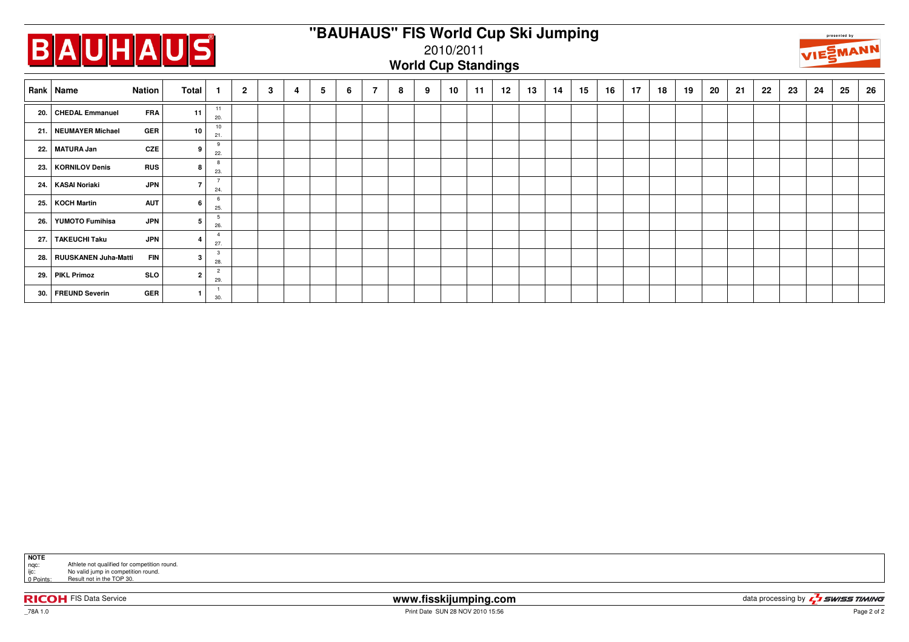# "BAUHAUS" FIS World Cup Ski Jumping

2010/2011

## World Cup Standings

| Rank | Name | Nation | Total | 1 | 2 | 3 | 4 | 5 | 6 | 7 | 8 | 9 | 10 | 11 | 12 | 13 | 14 | 15 | 16 | 17 | 18 | 19 | 20 | 21 | 22 | 23 | 24 | 25 | 26 |
|---|---|---|---|---|---|---|---|---|---|---|---|---|---|---|---|---|---|---|---|---|---|---|---|---|---|---|---|---|---|
| 20. | CHEDAL Emmanuel | FRA | 11 | 11 20. | | | | | | | | | | | | | | | | | | | | | | | | | |
| 21. | NEUMAYER Michael | GER | 10 | 10 21. | | | | | | | | | | | | | | | | | | | | | | | | | |
| 22. | MATURA Jan | CZE | 9 | 9 22. | | | | | | | | | | | | | | | | | | | | | | | | | |
| 23. | KORNILOV Denis | RUS | 8 | 8 23. | | | | | | | | | | | | | | | | | | | | | | | | | |
| 24. | KASAI Noriaki | JPN | 7 | 7 24. | | | | | | | | | | | | | | | | | | | | | | | | | |
| 25. | KOCH Martin | AUT | 6 | 6 25. | | | | | | | | | | | | | | | | | | | | | | | | | |
| 26. | YUMOTO Fumihisa | JPN | 5 | 5 26. | | | | | | | | | | | | | | | | | | | | | | | | | |
| 27. | TAKEUCHI Taku | JPN | 4 | 4 27. | | | | | | | | | | | | | | | | | | | | | | | | | |
| 28. | RUUSKANEN Juha-Matti | FIN | 3 | 3 28. | | | | | | | | | | | | | | | | | | | | | | | | | |
| 29. | PIKL Primoz | SLO | 2 | 2 29. | | | | | | | | | | | | | | | | | | | | | | | | | |
| 30. | FREUND Severin | GER | 1 | 1 30. | | | | | | | | | | | | | | | | | | | | | | | | | |

**NOTE**

nqc: Athlete not qualified for competition round.
ijc: No valid jump in competition round.
0 Points: Result not in the TOP 30.

RICOH FIS Data Service

www.fisskijumping.com

data processing by SWISS TIMING

_78A 1.0

Print Date SUN 28 NOV 2010 15:56